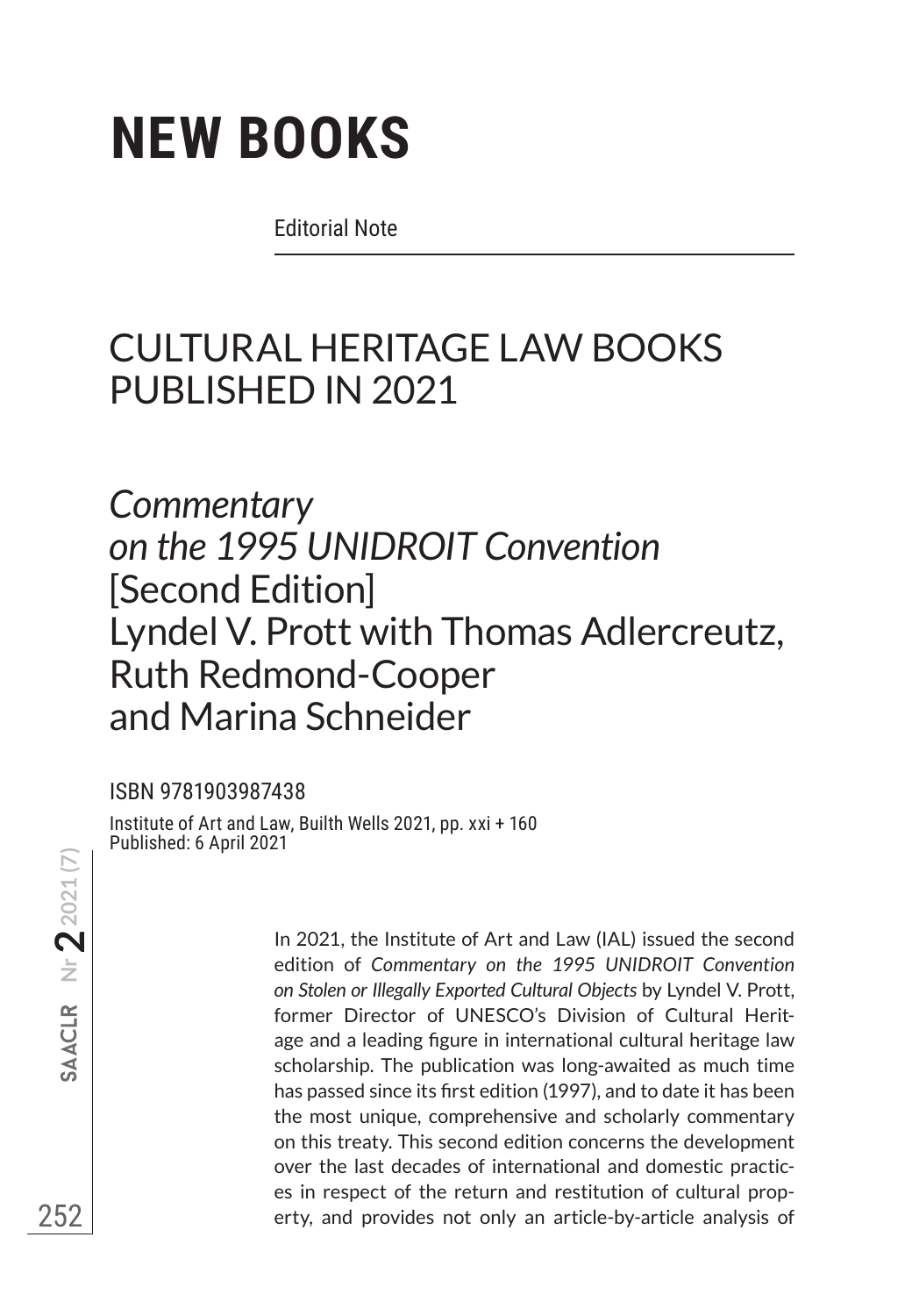# NEW BOOKS

Editorial Note

## CULTURAL HERITAGE LAW BOOKS PUBLISHED IN 2021

### *Commentary on the 1995 UNIDROIT Convention* [Second Edition] Lyndel V. Prott with Thomas Adlercreutz, Ruth Redmond-Cooper and Marina Schneider

ISBN 9781903987438

Institute of Art and Law, Builth Wells 2021, pp. xxi + 160
Published: 6 April 2021

In 2021, the Institute of Art and Law (IAL) issued the second edition of *Commentary on the 1995 UNIDROIT Convention on Stolen or Illegally Exported Cultural Objects* by Lyndel V. Prott, former Director of UNESCO's Division of Cultural Heritage and a leading figure in international cultural heritage law scholarship. The publication was long-awaited as much time has passed since its first edition (1997), and to date it has been the most unique, comprehensive and scholarly commentary on this treaty. This second edition concerns the development over the last decades of international and domestic practices in respect of the return and restitution of cultural property, and provides not only an article-by-article analysis of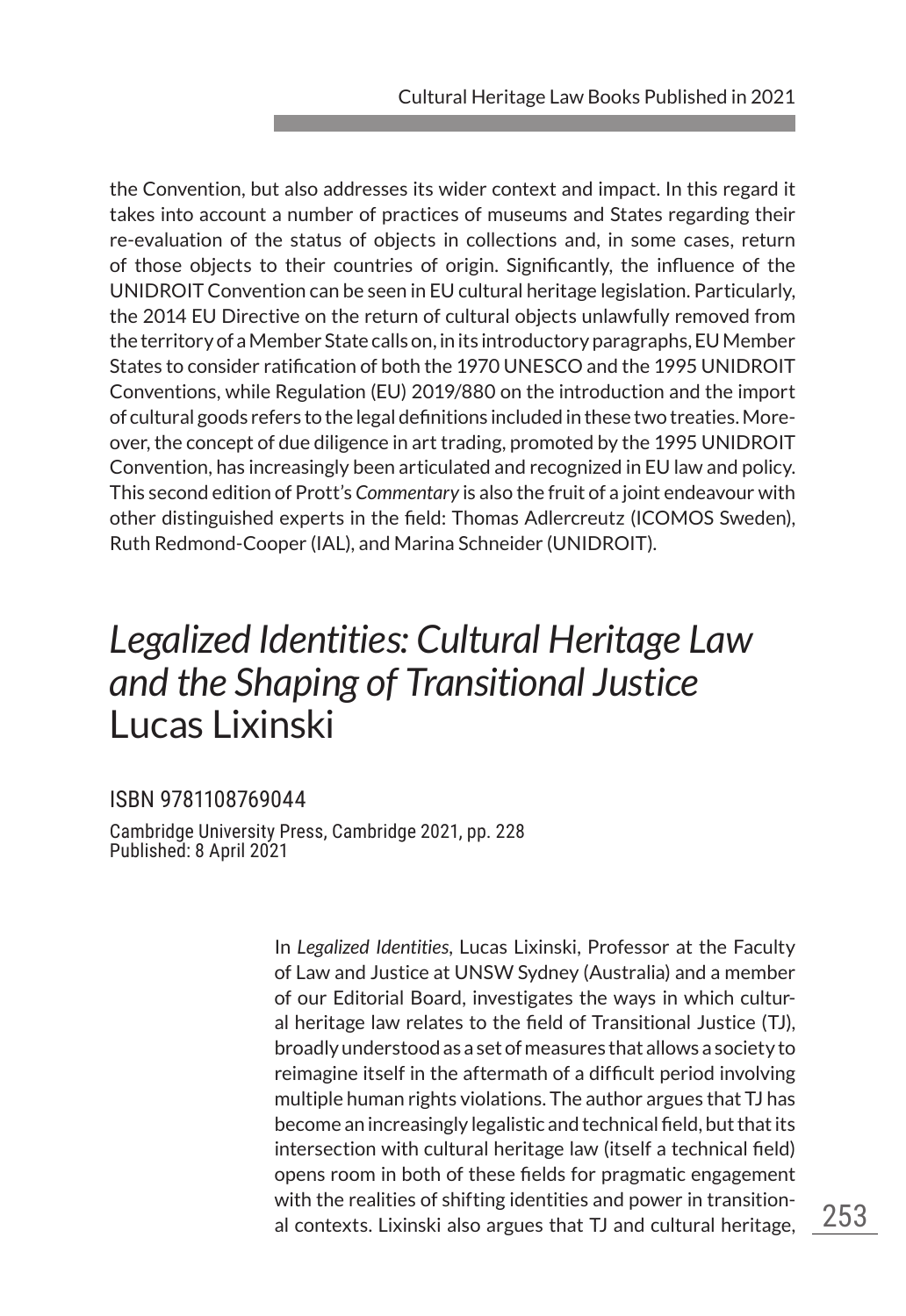the Convention, but also addresses its wider context and impact. In this regard it takes into account a number of practices of museums and States regarding their re-evaluation of the status of objects in collections and, in some cases, return of those objects to their countries of origin. Significantly, the influence of the UNIDROIT Convention can be seen in EU cultural heritage legislation. Particularly, the 2014 EU Directive on the return of cultural objects unlawfully removed from the territory of a Member State calls on, in its introductory paragraphs, EU Member States to consider ratification of both the 1970 UNESCO and the 1995 UNIDROIT Conventions, while Regulation (EU) 2019/880 on the introduction and the import of cultural goods refers to the legal definitions included in these two treaties. Moreover, the concept of due diligence in art trading, promoted by the 1995 UNIDROIT Convention, has increasingly been articulated and recognized in EU law and policy. This second edition of Prott's *Commentary* is also the fruit of a joint endeavour with other distinguished experts in the field: Thomas Adlercreutz (ICOMOS Sweden), Ruth Redmond-Cooper (IAL), and Marina Schneider (UNIDROIT).

## *Legalized Identities: Cultural Heritage Law and the Shaping of Transitional Justice* Lucas Lixinski

ISBN 9781108769044

Cambridge University Press, Cambridge 2021, pp. 228
Published: 8 April 2021

In *Legalized Identities*, Lucas Lixinski, Professor at the Faculty of Law and Justice at UNSW Sydney (Australia) and a member of our Editorial Board, investigates the ways in which cultural heritage law relates to the field of Transitional Justice (TJ), broadly understood as a set of measures that allows a society to reimagine itself in the aftermath of a difficult period involving multiple human rights violations. The author argues that TJ has become an increasingly legalistic and technical field, but that its intersection with cultural heritage law (itself a technical field) opens room in both of these fields for pragmatic engagement with the realities of shifting identities and power in transitional contexts. Lixinski also argues that TJ and cultural heritage,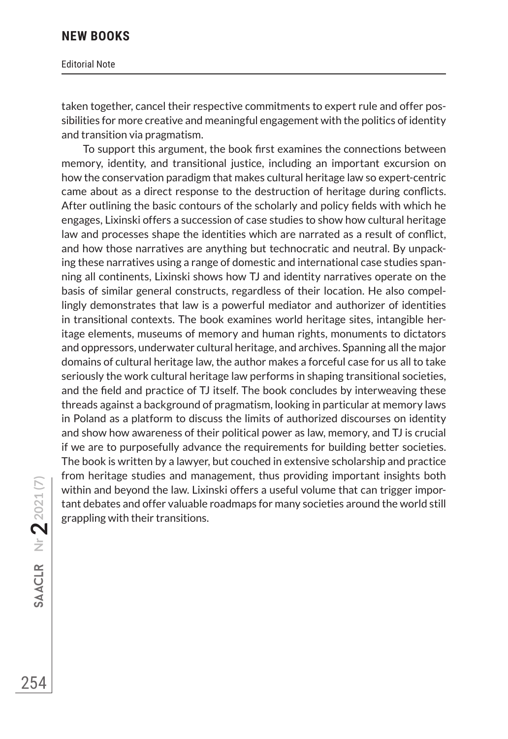taken together, cancel their respective commitments to expert rule and offer possibilities for more creative and meaningful engagement with the politics of identity and transition via pragmatism.

To support this argument, the book first examines the connections between memory, identity, and transitional justice, including an important excursion on how the conservation paradigm that makes cultural heritage law so expert-centric came about as a direct response to the destruction of heritage during conflicts. After outlining the basic contours of the scholarly and policy fields with which he engages, Lixinski offers a succession of case studies to show how cultural heritage law and processes shape the identities which are narrated as a result of conflict, and how those narratives are anything but technocratic and neutral. By unpacking these narratives using a range of domestic and international case studies spanning all continents, Lixinski shows how TJ and identity narratives operate on the basis of similar general constructs, regardless of their location. He also compellingly demonstrates that law is a powerful mediator and authorizer of identities in transitional contexts. The book examines world heritage sites, intangible heritage elements, museums of memory and human rights, monuments to dictators and oppressors, underwater cultural heritage, and archives. Spanning all the major domains of cultural heritage law, the author makes a forceful case for us all to take seriously the work cultural heritage law performs in shaping transitional societies, and the field and practice of TJ itself. The book concludes by interweaving these threads against a background of pragmatism, looking in particular at memory laws in Poland as a platform to discuss the limits of authorized discourses on identity and show how awareness of their political power as law, memory, and TJ is crucial if we are to purposefully advance the requirements for building better societies. The book is written by a lawyer, but couched in extensive scholarship and practice from heritage studies and management, thus providing important insights both within and beyond the law. Lixinski offers a useful volume that can trigger important debates and offer valuable roadmaps for many societies around the world still grappling with their transitions.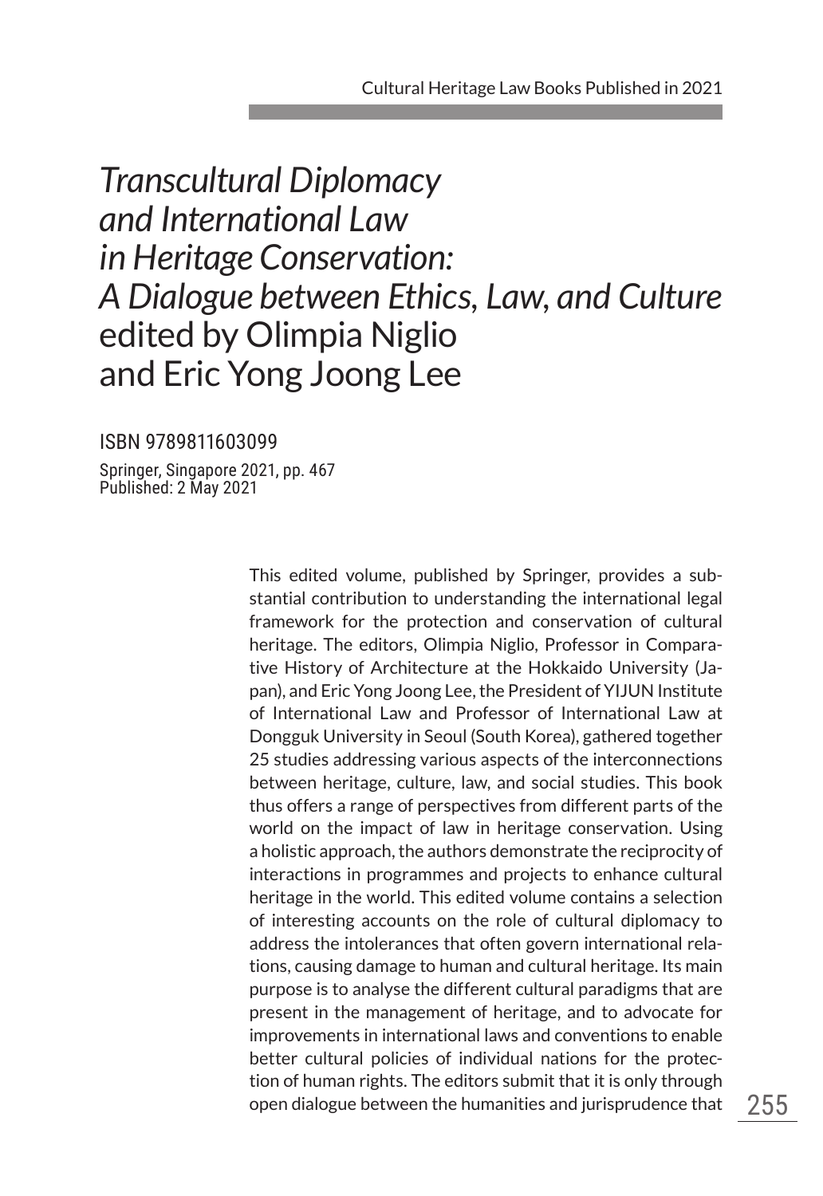# *Transcultural Diplomacy and International Law in Heritage Conservation: A Dialogue between Ethics, Law, and Culture* edited by Olimpia Niglio and Eric Yong Joong Lee

ISBN 9789811603099

Springer, Singapore 2021, pp. 467
Published: 2 May 2021

This edited volume, published by Springer, provides a substantial contribution to understanding the international legal framework for the protection and conservation of cultural heritage. The editors, Olimpia Niglio, Professor in Comparative History of Architecture at the Hokkaido University (Japan), and Eric Yong Joong Lee, the President of YIJUN Institute of International Law and Professor of International Law at Dongguk University in Seoul (South Korea), gathered together 25 studies addressing various aspects of the interconnections between heritage, culture, law, and social studies. This book thus offers a range of perspectives from different parts of the world on the impact of law in heritage conservation. Using a holistic approach, the authors demonstrate the reciprocity of interactions in programmes and projects to enhance cultural heritage in the world. This edited volume contains a selection of interesting accounts on the role of cultural diplomacy to address the intolerances that often govern international relations, causing damage to human and cultural heritage. Its main purpose is to analyse the different cultural paradigms that are present in the management of heritage, and to advocate for improvements in international laws and conventions to enable better cultural policies of individual nations for the protection of human rights. The editors submit that it is only through open dialogue between the humanities and jurisprudence that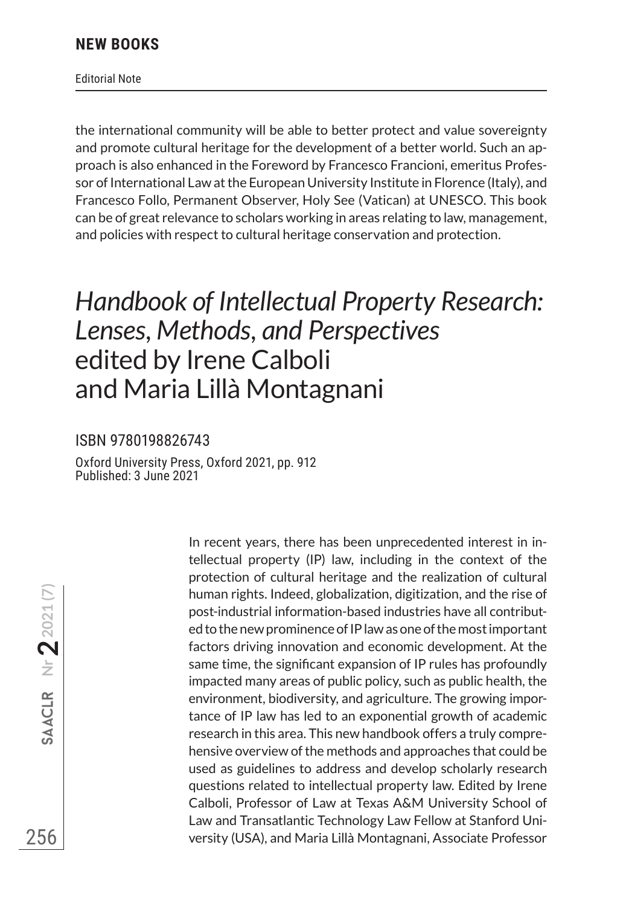the international community will be able to better protect and value sovereignty and promote cultural heritage for the development of a better world. Such an approach is also enhanced in the Foreword by Francesco Francioni, emeritus Professor of International Law at the European University Institute in Florence (Italy), and Francesco Follo, Permanent Observer, Holy See (Vatican) at UNESCO. This book can be of great relevance to scholars working in areas relating to law, management, and policies with respect to cultural heritage conservation and protection.

# *Handbook of Intellectual Property Research: Lenses, Methods, and Perspectives* edited by Irene Calboli and Maria Lillà Montagnani

ISBN 9780198826743

Oxford University Press, Oxford 2021, pp. 912
Published: 3 June 2021

In recent years, there has been unprecedented interest in intellectual property (IP) law, including in the context of the protection of cultural heritage and the realization of cultural human rights. Indeed, globalization, digitization, and the rise of post-industrial information-based industries have all contributed to the new prominence of IP law as one of the most important factors driving innovation and economic development. At the same time, the significant expansion of IP rules has profoundly impacted many areas of public policy, such as public health, the environment, biodiversity, and agriculture. The growing importance of IP law has led to an exponential growth of academic research in this area. This new handbook offers a truly comprehensive overview of the methods and approaches that could be used as guidelines to address and develop scholarly research questions related to intellectual property law. Edited by Irene Calboli, Professor of Law at Texas A&M University School of Law and Transatlantic Technology Law Fellow at Stanford University (USA), and Maria Lillà Montagnani, Associate Professor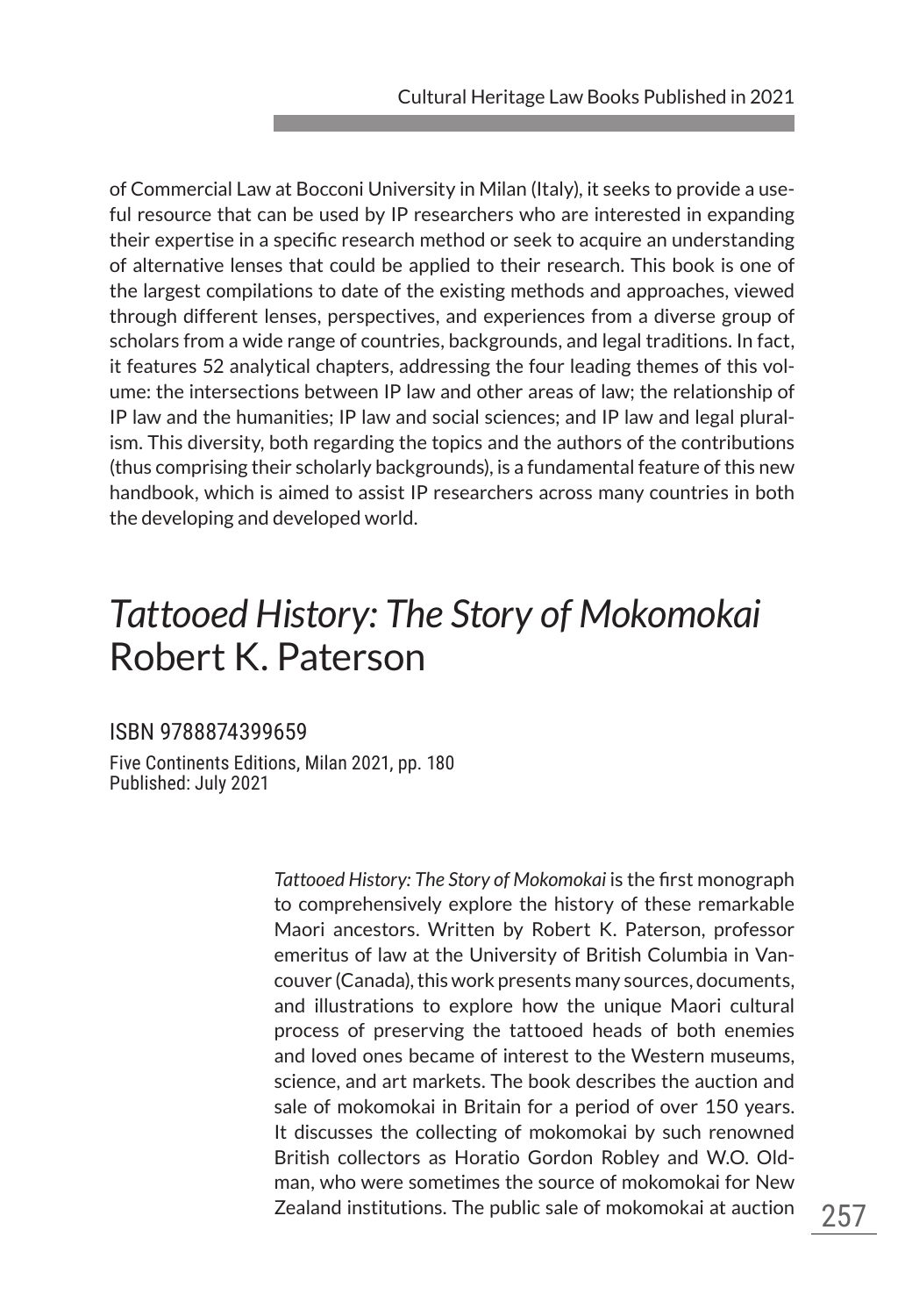of Commercial Law at Bocconi University in Milan (Italy), it seeks to provide a useful resource that can be used by IP researchers who are interested in expanding their expertise in a specific research method or seek to acquire an understanding of alternative lenses that could be applied to their research. This book is one of the largest compilations to date of the existing methods and approaches, viewed through different lenses, perspectives, and experiences from a diverse group of scholars from a wide range of countries, backgrounds, and legal traditions. In fact, it features 52 analytical chapters, addressing the four leading themes of this volume: the intersections between IP law and other areas of law; the relationship of IP law and the humanities; IP law and social sciences; and IP law and legal pluralism. This diversity, both regarding the topics and the authors of the contributions (thus comprising their scholarly backgrounds), is a fundamental feature of this new handbook, which is aimed to assist IP researchers across many countries in both the developing and developed world.

## *Tattooed History: The Story of Mokomokai* Robert K. Paterson

ISBN 9788874399659

Five Continents Editions, Milan 2021, pp. 180
Published: July 2021

*Tattooed History: The Story of Mokomokai* is the first monograph to comprehensively explore the history of these remarkable Maori ancestors. Written by Robert K. Paterson, professor emeritus of law at the University of British Columbia in Vancouver (Canada), this work presents many sources, documents, and illustrations to explore how the unique Maori cultural process of preserving the tattooed heads of both enemies and loved ones became of interest to the Western museums, science, and art markets. The book describes the auction and sale of mokomokai in Britain for a period of over 150 years. It discusses the collecting of mokomokai by such renowned British collectors as Horatio Gordon Robley and W.O. Oldman, who were sometimes the source of mokomokai for New Zealand institutions. The public sale of mokomokai at auction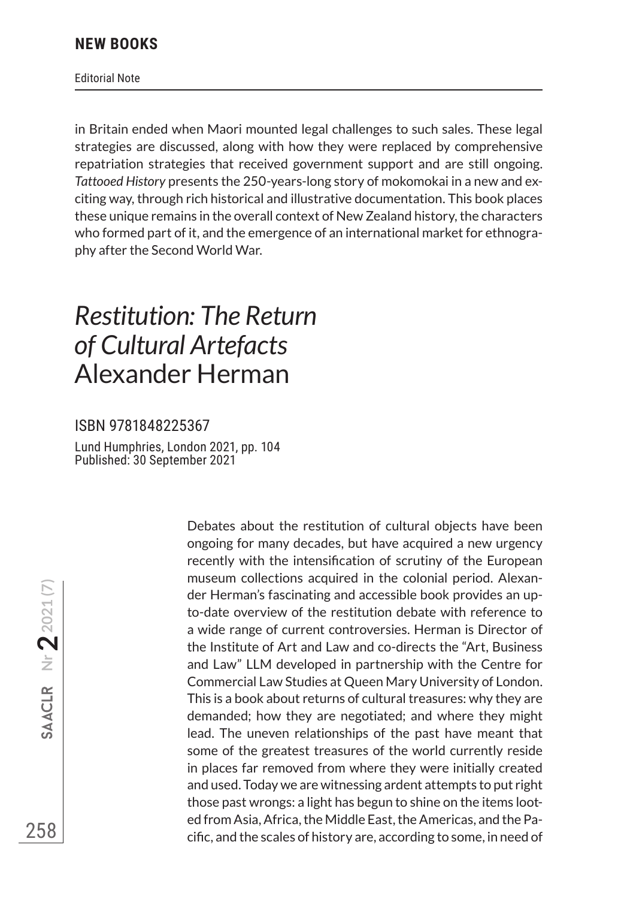in Britain ended when Maori mounted legal challenges to such sales. These legal strategies are discussed, along with how they were replaced by comprehensive repatriation strategies that received government support and are still ongoing. *Tattooed History* presents the 250-years-long story of mokomokai in a new and exciting way, through rich historical and illustrative documentation. This book places these unique remains in the overall context of New Zealand history, the characters who formed part of it, and the emergence of an international market for ethnography after the Second World War.

## *Restitution: The Return of Cultural Artefacts* Alexander Herman

ISBN 9781848225367

Lund Humphries, London 2021, pp. 104
Published: 30 September 2021

Debates about the restitution of cultural objects have been ongoing for many decades, but have acquired a new urgency recently with the intensification of scrutiny of the European museum collections acquired in the colonial period. Alexander Herman's fascinating and accessible book provides an up-to-date overview of the restitution debate with reference to a wide range of current controversies. Herman is Director of the Institute of Art and Law and co-directs the "Art, Business and Law" LLM developed in partnership with the Centre for Commercial Law Studies at Queen Mary University of London. This is a book about returns of cultural treasures: why they are demanded; how they are negotiated; and where they might lead. The uneven relationships of the past have meant that some of the greatest treasures of the world currently reside in places far removed from where they were initially created and used. Today we are witnessing ardent attempts to put right those past wrongs: a light has begun to shine on the items looted from Asia, Africa, the Middle East, the Americas, and the Pacific, and the scales of history are, according to some, in need of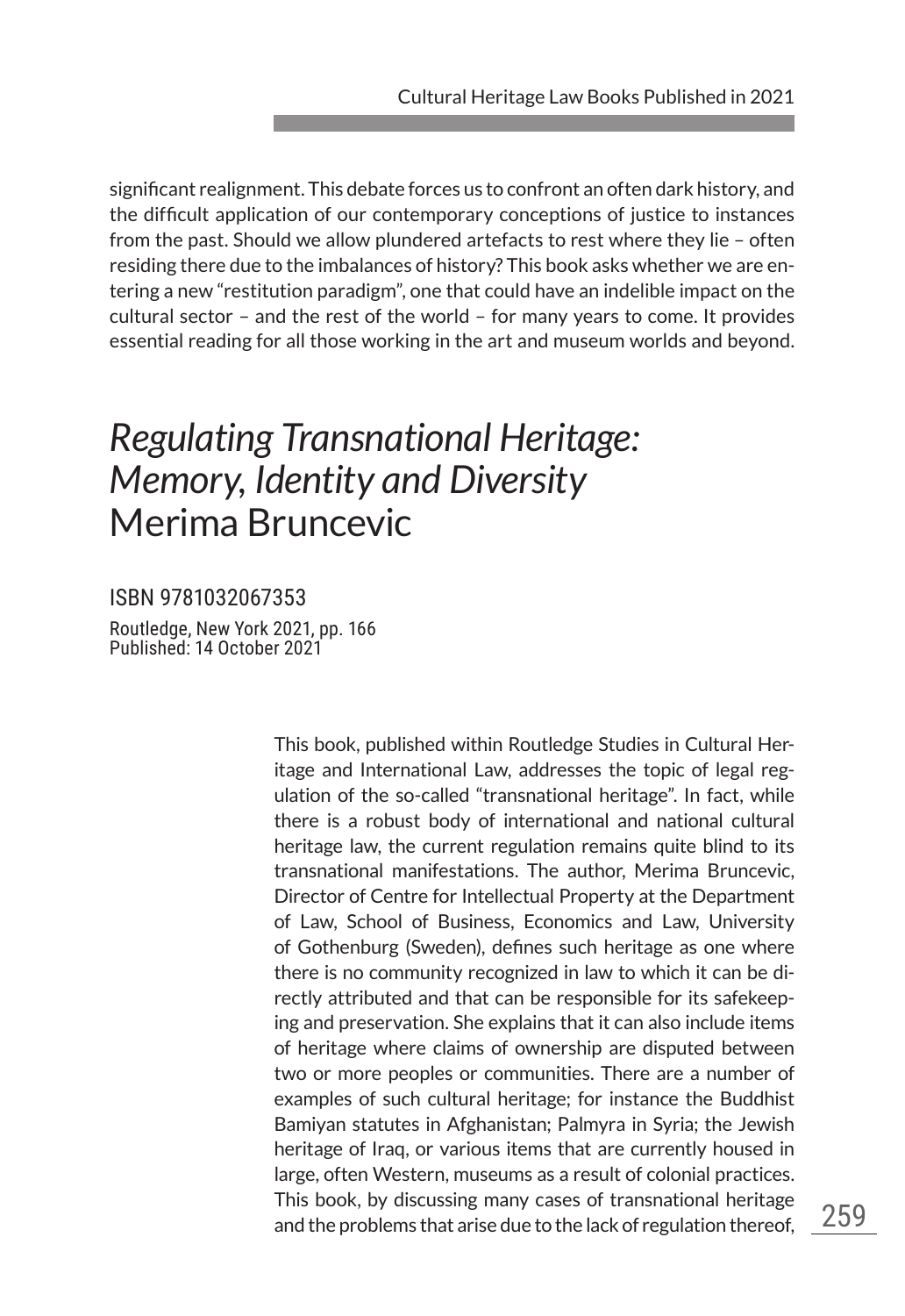significant realignment. This debate forces us to confront an often dark history, and the difficult application of our contemporary conceptions of justice to instances from the past. Should we allow plundered artefacts to rest where they lie – often residing there due to the imbalances of history? This book asks whether we are entering a new "restitution paradigm", one that could have an indelible impact on the cultural sector – and the rest of the world – for many years to come. It provides essential reading for all those working in the art and museum worlds and beyond.

## *Regulating Transnational Heritage: Memory, Identity and Diversity* Merima Bruncevic

ISBN 9781032067353

Routledge, New York 2021, pp. 166
Published: 14 October 2021

This book, published within Routledge Studies in Cultural Heritage and International Law, addresses the topic of legal regulation of the so-called "transnational heritage". In fact, while there is a robust body of international and national cultural heritage law, the current regulation remains quite blind to its transnational manifestations. The author, Merima Bruncevic, Director of Centre for Intellectual Property at the Department of Law, School of Business, Economics and Law, University of Gothenburg (Sweden), defines such heritage as one where there is no community recognized in law to which it can be directly attributed and that can be responsible for its safekeeping and preservation. She explains that it can also include items of heritage where claims of ownership are disputed between two or more peoples or communities. There are a number of examples of such cultural heritage; for instance the Buddhist Bamiyan statutes in Afghanistan; Palmyra in Syria; the Jewish heritage of Iraq, or various items that are currently housed in large, often Western, museums as a result of colonial practices. This book, by discussing many cases of transnational heritage and the problems that arise due to the lack of regulation thereof,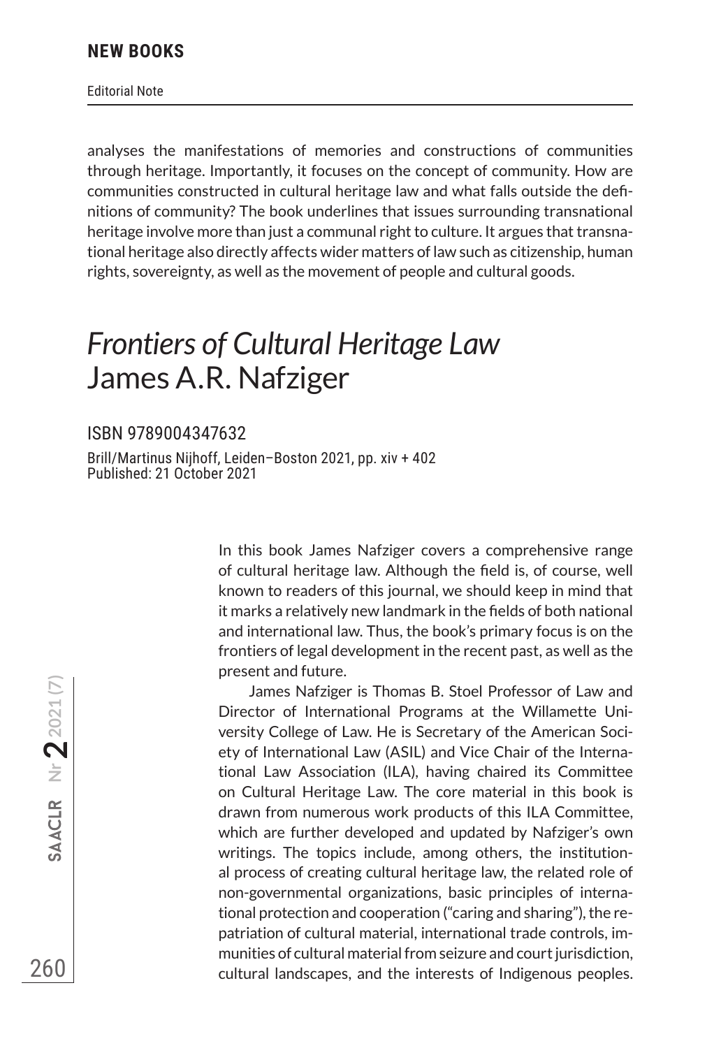analyses the manifestations of memories and constructions of communities through heritage. Importantly, it focuses on the concept of community. How are communities constructed in cultural heritage law and what falls outside the definitions of community? The book underlines that issues surrounding transnational heritage involve more than just a communal right to culture. It argues that transnational heritage also directly affects wider matters of law such as citizenship, human rights, sovereignty, as well as the movement of people and cultural goods.

# *Frontiers of Cultural Heritage Law*
# James A.R. Nafziger

ISBN 9789004347632

Brill/Martinus Nijhoff, Leiden–Boston 2021, pp. xiv + 402
Published: 21 October 2021

In this book James Nafziger covers a comprehensive range of cultural heritage law. Although the field is, of course, well known to readers of this journal, we should keep in mind that it marks a relatively new landmark in the fields of both national and international law. Thus, the book's primary focus is on the frontiers of legal development in the recent past, as well as the present and future.

James Nafziger is Thomas B. Stoel Professor of Law and Director of International Programs at the Willamette University College of Law. He is Secretary of the American Society of International Law (ASIL) and Vice Chair of the International Law Association (ILA), having chaired its Committee on Cultural Heritage Law. The core material in this book is drawn from numerous work products of this ILA Committee, which are further developed and updated by Nafziger's own writings. The topics include, among others, the institutional process of creating cultural heritage law, the related role of non-governmental organizations, basic principles of international protection and cooperation ("caring and sharing"), the repatriation of cultural material, international trade controls, immunities of cultural material from seizure and court jurisdiction, cultural landscapes, and the interests of Indigenous peoples.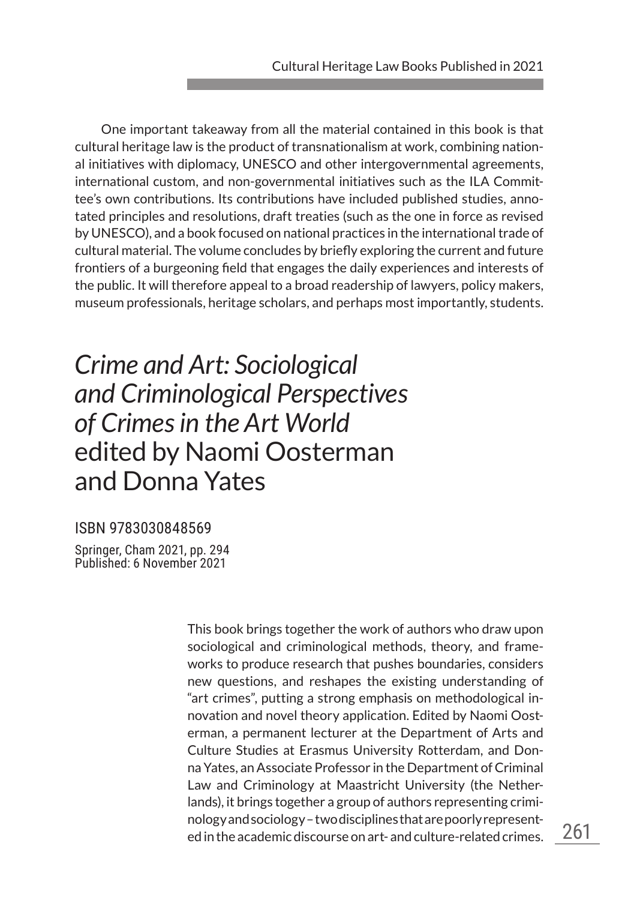One important takeaway from all the material contained in this book is that cultural heritage law is the product of transnationalism at work, combining national initiatives with diplomacy, UNESCO and other intergovernmental agreements, international custom, and non-governmental initiatives such as the ILA Committee's own contributions. Its contributions have included published studies, annotated principles and resolutions, draft treaties (such as the one in force as revised by UNESCO), and a book focused on national practices in the international trade of cultural material. The volume concludes by briefly exploring the current and future frontiers of a burgeoning field that engages the daily experiences and interests of the public. It will therefore appeal to a broad readership of lawyers, policy makers, museum professionals, heritage scholars, and perhaps most importantly, students.

## *Crime and Art: Sociological and Criminological Perspectives of Crimes in the Art World* edited by Naomi Oosterman and Donna Yates

ISBN 9783030848569

Springer, Cham 2021, pp. 294
Published: 6 November 2021

This book brings together the work of authors who draw upon sociological and criminological methods, theory, and frameworks to produce research that pushes boundaries, considers new questions, and reshapes the existing understanding of "art crimes", putting a strong emphasis on methodological innovation and novel theory application. Edited by Naomi Oosterman, a permanent lecturer at the Department of Arts and Culture Studies at Erasmus University Rotterdam, and Donna Yates, an Associate Professor in the Department of Criminal Law and Criminology at Maastricht University (the Netherlands), it brings together a group of authors representing criminology and sociology – two disciplines that are poorly represented in the academic discourse on art- and culture-related crimes.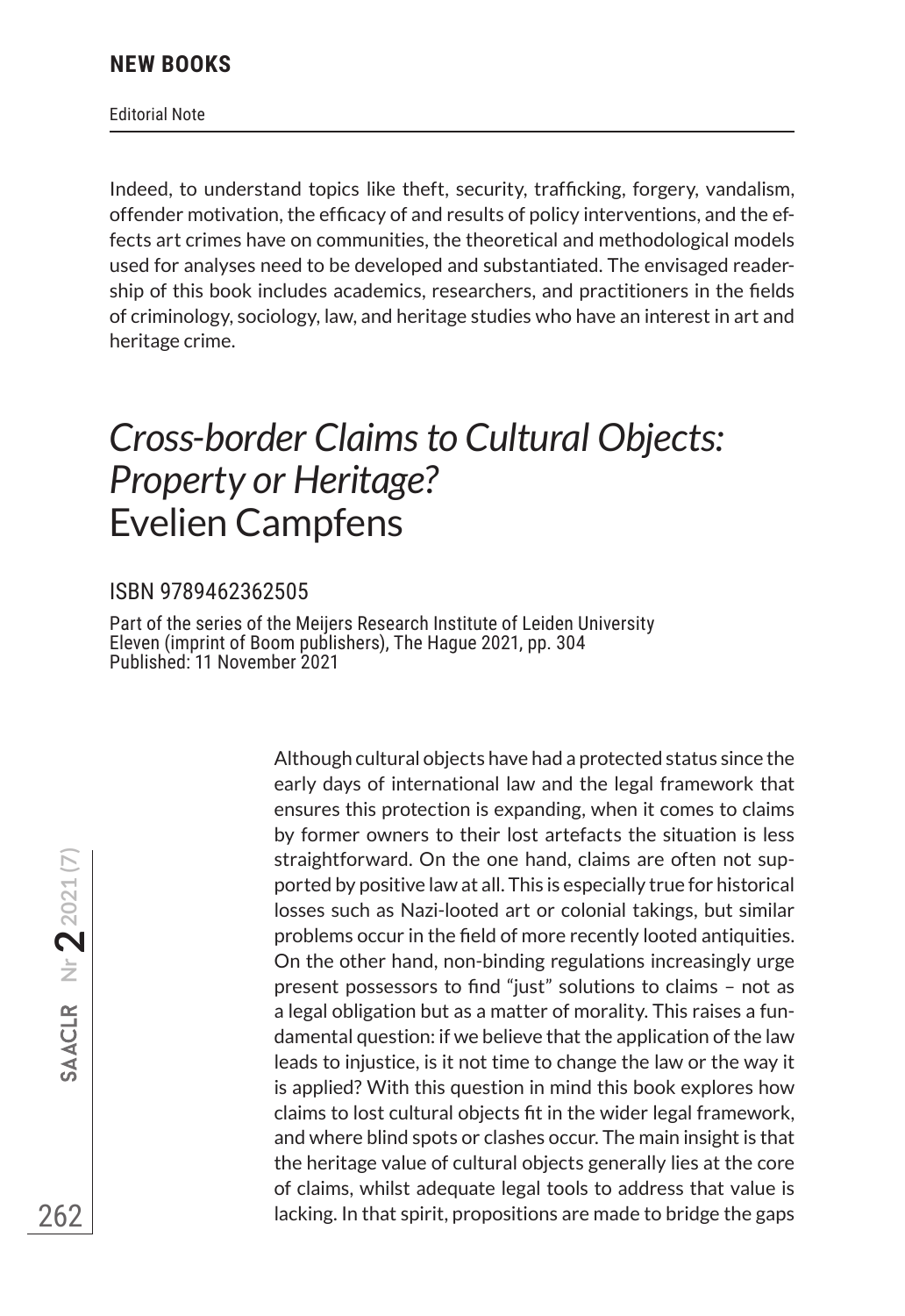Indeed, to understand topics like theft, security, trafficking, forgery, vandalism, offender motivation, the efficacy of and results of policy interventions, and the effects art crimes have on communities, the theoretical and methodological models used for analyses need to be developed and substantiated. The envisaged readership of this book includes academics, researchers, and practitioners in the fields of criminology, sociology, law, and heritage studies who have an interest in art and heritage crime.

## *Cross-border Claims to Cultural Objects: Property or Heritage?* Evelien Campfens

ISBN 9789462362505

Part of the series of the Meijers Research Institute of Leiden University
Eleven (imprint of Boom publishers), The Hague 2021, pp. 304
Published: 11 November 2021

Although cultural objects have had a protected status since the early days of international law and the legal framework that ensures this protection is expanding, when it comes to claims by former owners to their lost artefacts the situation is less straightforward. On the one hand, claims are often not supported by positive law at all. This is especially true for historical losses such as Nazi-looted art or colonial takings, but similar problems occur in the field of more recently looted antiquities. On the other hand, non-binding regulations increasingly urge present possessors to find "just" solutions to claims – not as a legal obligation but as a matter of morality. This raises a fundamental question: if we believe that the application of the law leads to injustice, is it not time to change the law or the way it is applied? With this question in mind this book explores how claims to lost cultural objects fit in the wider legal framework, and where blind spots or clashes occur. The main insight is that the heritage value of cultural objects generally lies at the core of claims, whilst adequate legal tools to address that value is lacking. In that spirit, propositions are made to bridge the gaps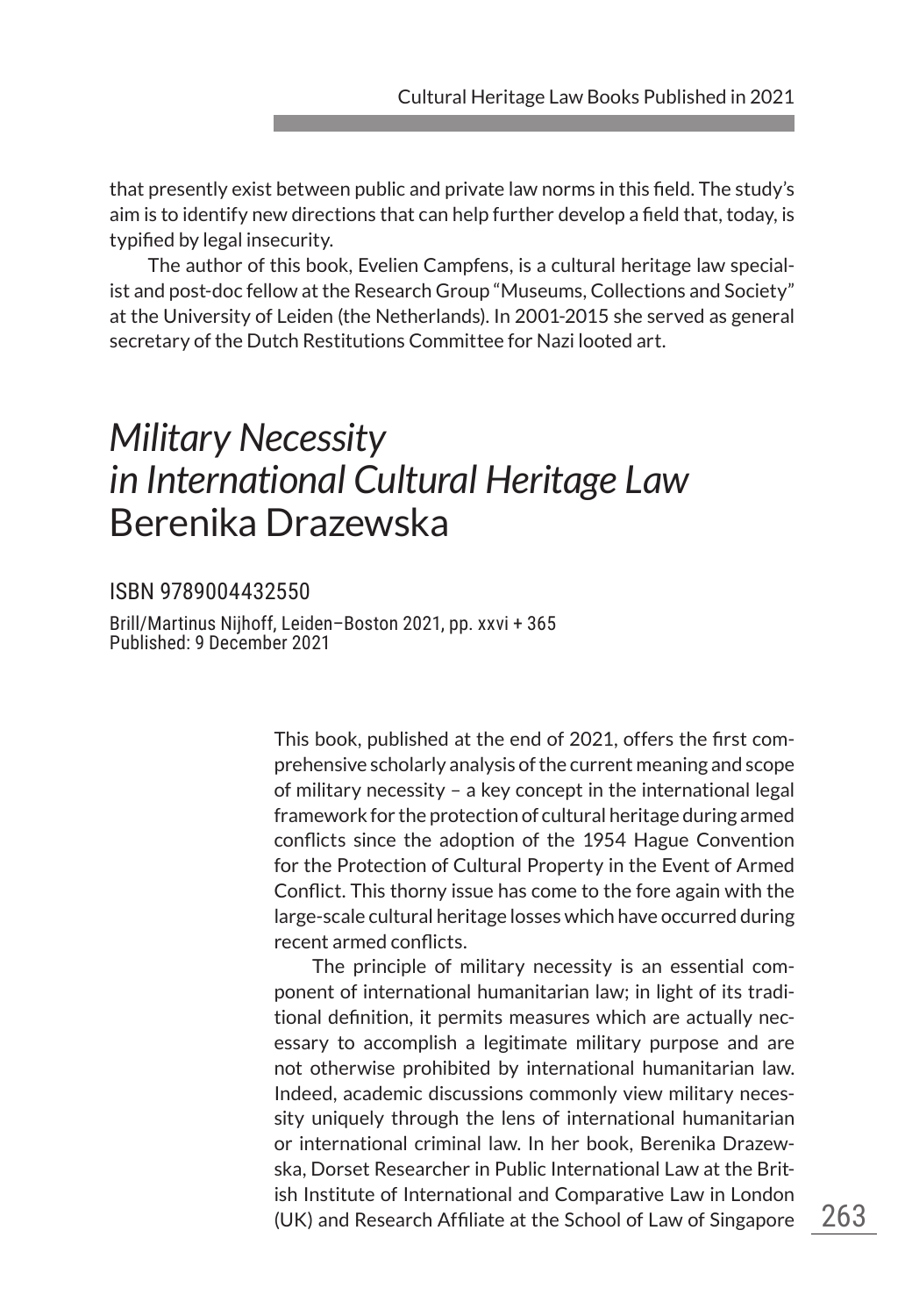that presently exist between public and private law norms in this field. The study's aim is to identify new directions that can help further develop a field that, today, is typified by legal insecurity.

The author of this book, Evelien Campfens, is a cultural heritage law specialist and post-doc fellow at the Research Group "Museums, Collections and Society" at the University of Leiden (the Netherlands). In 2001-2015 she served as general secretary of the Dutch Restitutions Committee for Nazi looted art.

## *Military Necessity in International Cultural Heritage Law* Berenika Drazewska

ISBN 9789004432550

Brill/Martinus Nijhoff, Leiden–Boston 2021, pp. xxvi + 365
Published: 9 December 2021

This book, published at the end of 2021, offers the first comprehensive scholarly analysis of the current meaning and scope of military necessity – a key concept in the international legal framework for the protection of cultural heritage during armed conflicts since the adoption of the 1954 Hague Convention for the Protection of Cultural Property in the Event of Armed Conflict. This thorny issue has come to the fore again with the large-scale cultural heritage losses which have occurred during recent armed conflicts.

The principle of military necessity is an essential component of international humanitarian law; in light of its traditional definition, it permits measures which are actually necessary to accomplish a legitimate military purpose and are not otherwise prohibited by international humanitarian law. Indeed, academic discussions commonly view military necessity uniquely through the lens of international humanitarian or international criminal law. In her book, Berenika Drazewska, Dorset Researcher in Public International Law at the British Institute of International and Comparative Law in London (UK) and Research Affiliate at the School of Law of Singapore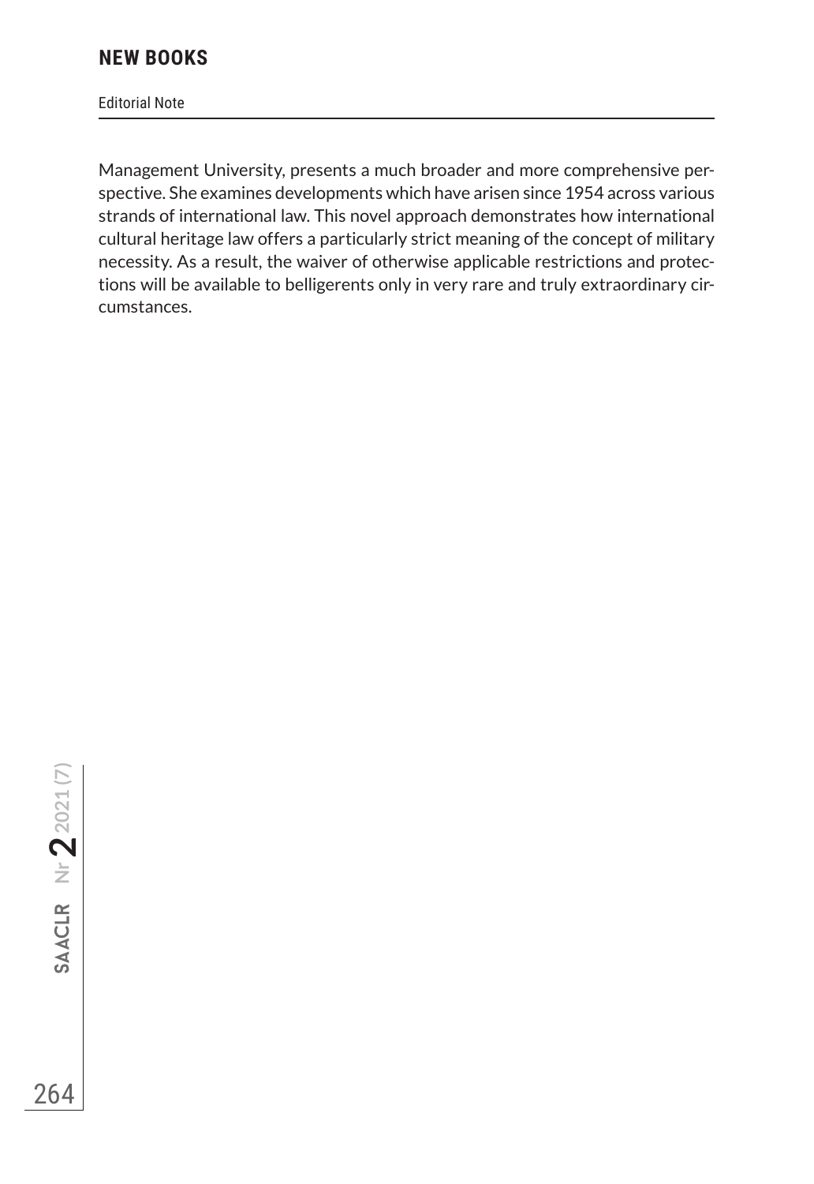Management University, presents a much broader and more comprehensive perspective. She examines developments which have arisen since 1954 across various strands of international law. This novel approach demonstrates how international cultural heritage law offers a particularly strict meaning of the concept of military necessity. As a result, the waiver of otherwise applicable restrictions and protections will be available to belligerents only in very rare and truly extraordinary circumstances.